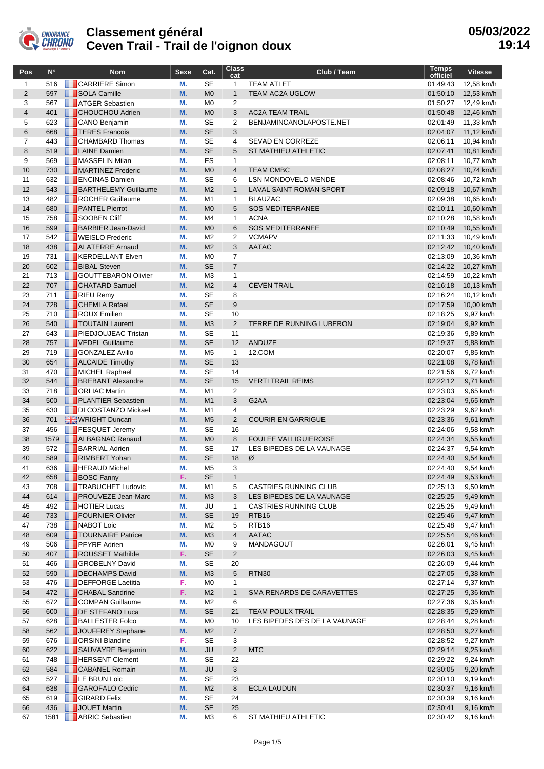# Classement général
# Ceven Trail - Trail de l'oignon doux

**05/03/2022 19:14**

| Pos | N° | Nom | Sexe | Cat. | Class cat | Club / Team | Temps officiel | Vitesse |
|---|---|---|---|---|---|---|---|---|
| 1 | 516 | CARRIERE Simon | M. | SE | 1 | TEAM ATLET | 01:49:43 | 12,58 km/h |
| 2 | 597 | SOLA Camille | M. | M0 | 1 | TEAM AC2A UGLOW | 01:50:10 | 12,53 km/h |
| 3 | 567 | ATGER Sebastien | M. | M0 | 2 | | 01:50:27 | 12,49 km/h |
| 4 | 401 | CHOUCHOU Adrien | M. | M0 | 3 | AC2A TEAM TRAIL | 01:50:48 | 12,46 km/h |
| 5 | 623 | CANO Benjamin | M. | SE | 2 | BENJAMINCANOLAPOSTE.NET | 02:01:49 | 11,33 km/h |
| 6 | 668 | TERES Francois | M. | SE | 3 | | 02:04:07 | 11,12 km/h |
| 7 | 443 | CHAMBARD Thomas | M. | SE | 4 | SEVAD EN CORREZE | 02:06:11 | 10,94 km/h |
| 8 | 519 | LAINE Damien | M. | SE | 5 | ST MATHIEU ATHLETIC | 02:07:41 | 10,81 km/h |
| 9 | 569 | MASSELIN Milan | M. | ES | 1 | | 02:08:11 | 10,77 km/h |
| 10 | 730 | MARTINEZ Frederic | M. | M0 | 4 | TEAM CMBC | 02:08:27 | 10,74 km/h |
| 11 | 632 | ENCINAS Damien | M. | SE | 6 | LSN MONDOVELO MENDE | 02:08:46 | 10,72 km/h |
| 12 | 543 | BARTHELEMY Guillaume | M. | M2 | 1 | LAVAL SAINT ROMAN SPORT | 02:09:18 | 10,67 km/h |
| 13 | 482 | ROCHER Guillaume | M. | M1 | 1 | BLAUZAC | 02:09:38 | 10,65 km/h |
| 14 | 680 | PANTEL Pierrot | M. | M0 | 5 | SOS MEDITERRANEE | 02:10:11 | 10,60 km/h |
| 15 | 758 | SOOBEN Cliff | M. | M4 | 1 | ACNA | 02:10:28 | 10,58 km/h |
| 16 | 599 | BARBIER Jean-David | M. | M0 | 6 | SOS MEDITERRANEE | 02:10:49 | 10,55 km/h |
| 17 | 542 | WEISLO Frederic | M. | M2 | 2 | VCMAPV | 02:11:33 | 10,49 km/h |
| 18 | 438 | ALATERRE Arnaud | M. | M2 | 3 | AATAC | 02:12:42 | 10,40 km/h |
| 19 | 731 | KERDELLANT Elven | M. | M0 | 7 | | 02:13:09 | 10,36 km/h |
| 20 | 602 | BIBAL Steven | M. | SE | 7 | | 02:14:22 | 10,27 km/h |
| 21 | 713 | GOUTTEBARON Olivier | M. | M3 | 1 | | 02:14:59 | 10,22 km/h |
| 22 | 707 | CHATARD Samuel | M. | M2 | 4 | CEVEN TRAIL | 02:16:18 | 10,13 km/h |
| 23 | 711 | RIEU Remy | M. | SE | 8 | | 02:16:24 | 10,12 km/h |
| 24 | 728 | CHEMLA Rafael | M. | SE | 9 | | 02:17:59 | 10,00 km/h |
| 25 | 710 | ROUX Emilien | M. | SE | 10 | | 02:18:25 | 9,97 km/h |
| 26 | 540 | TOUTAIN Laurent | M. | M3 | 2 | TERRE DE RUNNING LUBERON | 02:19:04 | 9,92 km/h |
| 27 | 643 | PIEDJOUJEAC Tristan | M. | SE | 11 | | 02:19:36 | 9,89 km/h |
| 28 | 757 | VEDEL Guillaume | M. | SE | 12 | ANDUZE | 02:19:37 | 9,88 km/h |
| 29 | 719 | GONZALEZ Avilio | M. | M5 | 1 | 12.COM | 02:20:07 | 9,85 km/h |
| 30 | 654 | ALCAIDE Timothy | M. | SE | 13 | | 02:21:08 | 9,78 km/h |
| 31 | 470 | MICHEL Raphael | M. | SE | 14 | | 02:21:56 | 9,72 km/h |
| 32 | 544 | BREBANT Alexandre | M. | SE | 15 | VERTI TRAIL REIMS | 02:22:12 | 9,71 km/h |
| 33 | 718 | ORLIAC Martin | M. | M1 | 2 | | 02:23:03 | 9,65 km/h |
| 34 | 500 | PLANTIER Sebastien | M. | M1 | 3 | G2AA | 02:23:04 | 9,65 km/h |
| 35 | 630 | DI COSTANZO Mickael | M. | M1 | 4 | | 02:23:29 | 9,62 km/h |
| 36 | 701 | WRIGHT Duncan | M. | M5 | 2 | COURIR EN GARRIGUE | 02:23:36 | 9,61 km/h |
| 37 | 456 | FESQUET Jeremy | M. | SE | 16 | | 02:24:06 | 9,58 km/h |
| 38 | 1579 | ALBAGNAC Renaud | M. | M0 | 8 | FOULEE VALLIGUIEROISE | 02:24:34 | 9,55 km/h |
| 39 | 572 | BARRIAL Adrien | M. | SE | 17 | LES BIPEDES DE LA VAUNAGE | 02:24:37 | 9,54 km/h |
| 40 | 589 | RIMBERT Yohan | M. | SE | 18 | Ø | 02:24:40 | 9,54 km/h |
| 41 | 636 | HERAUD Michel | M. | M5 | 3 | | 02:24:40 | 9,54 km/h |
| 42 | 658 | BOSC Fanny | F. | SE | 1 | | 02:24:49 | 9,53 km/h |
| 43 | 708 | TRABUCHET Ludovic | M. | M1 | 5 | CASTRIES RUNNING CLUB | 02:25:13 | 9,50 km/h |
| 44 | 614 | PROUVEZE Jean-Marc | M. | M3 | 3 | LES BIPEDES DE LA VAUNAGE | 02:25:25 | 9,49 km/h |
| 45 | 492 | HOTIER Lucas | M. | JU | 1 | CASTRIES RUNNING CLUB | 02:25:25 | 9,49 km/h |
| 46 | 733 | FOURNIER Olivier | M. | SE | 19 | RTB16 | 02:25:46 | 9,47 km/h |
| 47 | 738 | NABOT Loic | M. | M2 | 5 | RTB16 | 02:25:48 | 9,47 km/h |
| 48 | 609 | TOURNAIRE Patrice | M. | M3 | 4 | AATAC | 02:25:54 | 9,46 km/h |
| 49 | 506 | PEYRE Adrien | M. | M0 | 9 | MANDAGOUT | 02:26:01 | 9,45 km/h |
| 50 | 407 | ROUSSET Mathilde | F. | SE | 2 | | 02:26:03 | 9,45 km/h |
| 51 | 466 | GROBELNY David | M. | SE | 20 | | 02:26:09 | 9,44 km/h |
| 52 | 590 | DECHAMPS David | M. | M3 | 5 | RTN30 | 02:27:05 | 9,38 km/h |
| 53 | 476 | DEFFORGE Laetitia | F. | M0 | 1 | | 02:27:14 | 9,37 km/h |
| 54 | 472 | CHABAL Sandrine | F. | M2 | 1 | SMA RENARDS DE CARAVETTES | 02:27:25 | 9,36 km/h |
| 55 | 672 | COMPAN Guillaume | M. | M2 | 6 | | 02:27:36 | 9,35 km/h |
| 56 | 600 | DE STEFANO Luca | M. | SE | 21 | TEAM POULX TRAIL | 02:28:35 | 9,29 km/h |
| 57 | 628 | BALLESTER Folco | M. | M0 | 10 | LES BIPEDES DES DE LA VAUNAGE | 02:28:44 | 9,28 km/h |
| 58 | 562 | JOUFFREY Stephane | M. | M2 | 7 | | 02:28:50 | 9,27 km/h |
| 59 | 676 | ORSINI Blandine | F. | SE | 3 | | 02:28:52 | 9,27 km/h |
| 60 | 622 | SAUVAYRE Benjamin | M. | JU | 2 | MTC | 02:29:14 | 9,25 km/h |
| 61 | 748 | HERSENT Clement | M. | SE | 22 | | 02:29:22 | 9,24 km/h |
| 62 | 584 | CABANEL Romain | M. | JU | 3 | | 02:30:05 | 9,20 km/h |
| 63 | 527 | LE BRUN Loic | M. | SE | 23 | | 02:30:10 | 9,19 km/h |
| 64 | 638 | GAROFALO Cedric | M. | M2 | 8 | ECLA LAUDUN | 02:30:37 | 9,16 km/h |
| 65 | 619 | GIRARD Felix | M. | SE | 24 | | 02:30:39 | 9,16 km/h |
| 66 | 436 | JOUET Martin | M. | SE | 25 | | 02:30:41 | 9,16 km/h |
| 67 | 1581 | ABRIC Sebastien | M. | M3 | 6 | ST MATHIEU ATHLETIC | 02:30:42 | 9,16 km/h |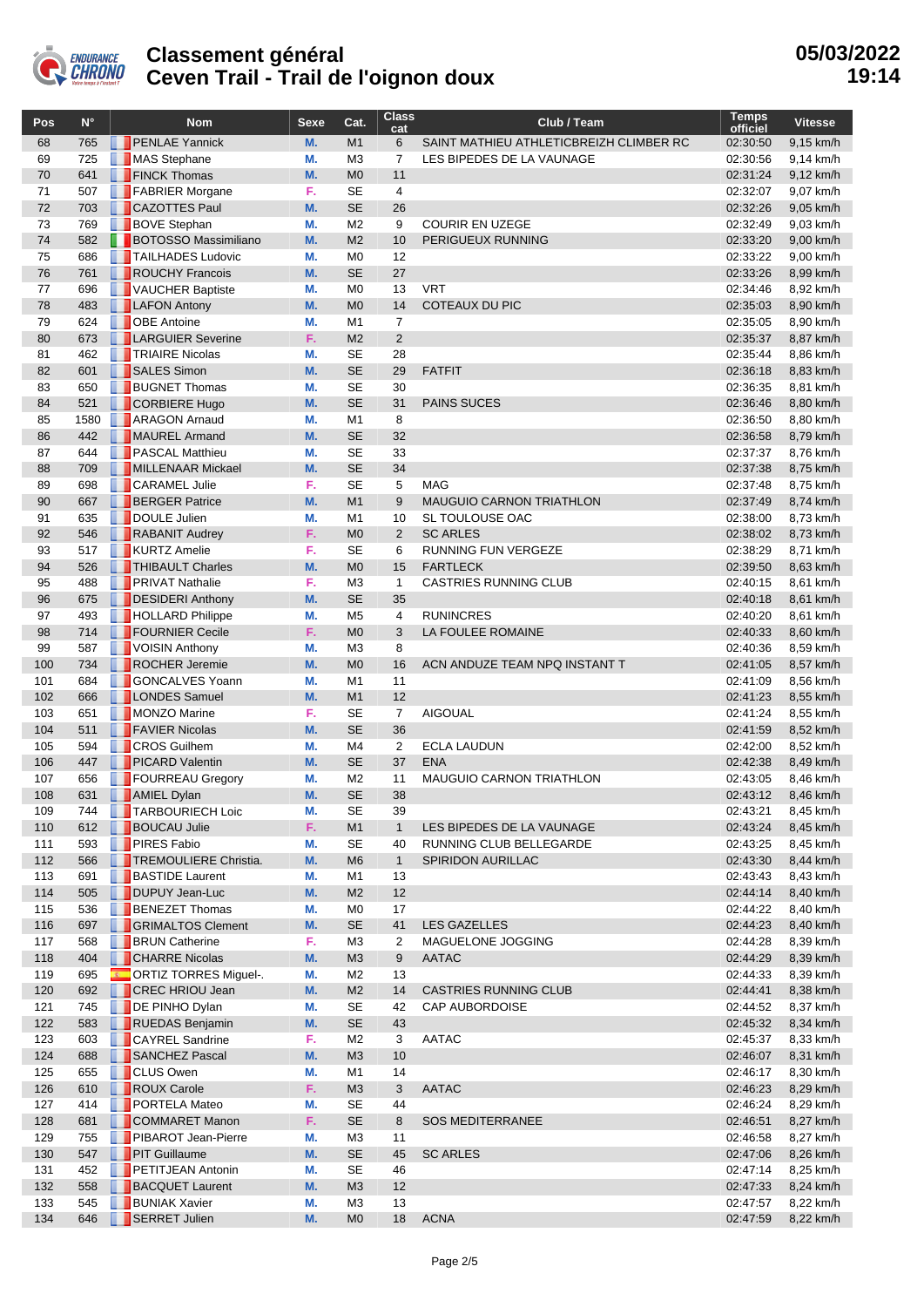# Classement général
# Ceven Trail - Trail de l'oignon doux

05/03/2022 19:14

| Pos | N° | Nom | Sexe | Cat. | Class cat | Club / Team | Temps officiel | Vitesse |
|---|---|---|---|---|---|---|---|---|
| 68 | 765 | PENLAE Yannick | M. | M1 | 6 | SAINT MATHIEU ATHLETICBREIZH CLIMBER RC | 02:30:50 | 9,15 km/h |
| 69 | 725 | MAS Stephane | M. | M3 | 7 | LES BIPEDES DE LA VAUNAGE | 02:30:56 | 9,14 km/h |
| 70 | 641 | FINCK Thomas | M. | M0 | 11 | | 02:31:24 | 9,12 km/h |
| 71 | 507 | FABRIER Morgane | F. | SE | 4 | | 02:32:07 | 9,07 km/h |
| 72 | 703 | CAZOTTES Paul | M. | SE | 26 | | 02:32:26 | 9,05 km/h |
| 73 | 769 | BOVE Stephan | M. | M2 | 9 | COURIR EN UZEGE | 02:32:49 | 9,03 km/h |
| 74 | 582 | BOTOSSO Massimiliano | M. | M2 | 10 | PERIGUEUX RUNNING | 02:33:20 | 9,00 km/h |
| 75 | 686 | TAILHADES Ludovic | M. | M0 | 12 | | 02:33:22 | 9,00 km/h |
| 76 | 761 | ROUCHY Francois | M. | SE | 27 | | 02:33:26 | 8,99 km/h |
| 77 | 696 | VAUCHER Baptiste | M. | M0 | 13 | VRT | 02:34:46 | 8,92 km/h |
| 78 | 483 | LAFON Antony | M. | M0 | 14 | COTEAUX DU PIC | 02:35:03 | 8,90 km/h |
| 79 | 624 | OBE Antoine | M. | M1 | 7 | | 02:35:05 | 8,90 km/h |
| 80 | 673 | LARGUIER Severine | F. | M2 | 2 | | 02:35:37 | 8,87 km/h |
| 81 | 462 | TRIAIRE Nicolas | M. | SE | 28 | | 02:35:44 | 8,86 km/h |
| 82 | 601 | SALES Simon | M. | SE | 29 | FATFIT | 02:36:18 | 8,83 km/h |
| 83 | 650 | BUGNET Thomas | M. | SE | 30 | | 02:36:35 | 8,81 km/h |
| 84 | 521 | CORBIERE Hugo | M. | SE | 31 | PAINS SUCES | 02:36:46 | 8,80 km/h |
| 85 | 1580 | ARAGON Arnaud | M. | M1 | 8 | | 02:36:50 | 8,80 km/h |
| 86 | 442 | MAUREL Armand | M. | SE | 32 | | 02:36:58 | 8,79 km/h |
| 87 | 644 | PASCAL Matthieu | M. | SE | 33 | | 02:37:37 | 8,76 km/h |
| 88 | 709 | MILLENAAR Mickael | M. | SE | 34 | | 02:37:38 | 8,75 km/h |
| 89 | 698 | CARAMEL Julie | F. | SE | 5 | MAG | 02:37:48 | 8,75 km/h |
| 90 | 667 | BERGER Patrice | M. | M1 | 9 | MAUGUIO CARNON TRIATHLON | 02:37:49 | 8,74 km/h |
| 91 | 635 | DOULE Julien | M. | M1 | 10 | SL TOULOUSE OAC | 02:38:00 | 8,73 km/h |
| 92 | 546 | RABANIT Audrey | F. | M0 | 2 | SC ARLES | 02:38:02 | 8,73 km/h |
| 93 | 517 | KURTZ Amelie | F. | SE | 6 | RUNNING FUN VERGEZE | 02:38:29 | 8,71 km/h |
| 94 | 526 | THIBAULT Charles | M. | M0 | 15 | FARTLECK | 02:39:50 | 8,63 km/h |
| 95 | 488 | PRIVAT Nathalie | F. | M3 | 1 | CASTRIES RUNNING CLUB | 02:40:15 | 8,61 km/h |
| 96 | 675 | DESIDERI Anthony | M. | SE | 35 | | 02:40:18 | 8,61 km/h |
| 97 | 493 | HOLLARD Philippe | M. | M5 | 4 | RUNINCRES | 02:40:20 | 8,61 km/h |
| 98 | 714 | FOURNIER Cecile | F. | M0 | 3 | LA FOULEE ROMAINE | 02:40:33 | 8,60 km/h |
| 99 | 587 | VOISIN Anthony | M. | M3 | 8 | | 02:40:36 | 8,59 km/h |
| 100 | 734 | ROCHER Jeremie | M. | M0 | 16 | ACN ANDUZE TEAM NPQ INSTANT T | 02:41:05 | 8,57 km/h |
| 101 | 684 | GONCALVES Yoann | M. | M1 | 11 | | 02:41:09 | 8,56 km/h |
| 102 | 666 | LONDES Samuel | M. | M1 | 12 | | 02:41:23 | 8,55 km/h |
| 103 | 651 | MONZO Marine | F. | SE | 7 | AIGOUAL | 02:41:24 | 8,55 km/h |
| 104 | 511 | FAVIER Nicolas | M. | SE | 36 | | 02:41:59 | 8,52 km/h |
| 105 | 594 | CROS Guilhem | M. | M4 | 2 | ECLA LAUDUN | 02:42:00 | 8,52 km/h |
| 106 | 447 | PICARD Valentin | M. | SE | 37 | ENA | 02:42:38 | 8,49 km/h |
| 107 | 656 | FOURREAU Gregory | M. | M2 | 11 | MAUGUIO CARNON TRIATHLON | 02:43:05 | 8,46 km/h |
| 108 | 631 | AMIEL Dylan | M. | SE | 38 | | 02:43:12 | 8,46 km/h |
| 109 | 744 | TARBOURIECH Loic | M. | SE | 39 | | 02:43:21 | 8,45 km/h |
| 110 | 612 | BOUCAU Julie | F. | M1 | 1 | LES BIPEDES DE LA VAUNAGE | 02:43:24 | 8,45 km/h |
| 111 | 593 | PIRES Fabio | M. | SE | 40 | RUNNING CLUB BELLEGARDE | 02:43:25 | 8,45 km/h |
| 112 | 566 | TREMOULIERE Christia. | M. | M6 | 1 | SPIRIDON AURILLAC | 02:43:30 | 8,44 km/h |
| 113 | 691 | BASTIDE Laurent | M. | M1 | 13 | | 02:43:43 | 8,43 km/h |
| 114 | 505 | DUPUY Jean-Luc | M. | M2 | 12 | | 02:44:14 | 8,40 km/h |
| 115 | 536 | BENEZET Thomas | M. | M0 | 17 | | 02:44:22 | 8,40 km/h |
| 116 | 697 | GRIMALTOS Clement | M. | SE | 41 | LES GAZELLES | 02:44:23 | 8,40 km/h |
| 117 | 568 | BRUN Catherine | F. | M3 | 2 | MAGUELONE JOGGING | 02:44:28 | 8,39 km/h |
| 118 | 404 | CHARRE Nicolas | M. | M3 | 9 | AATAC | 02:44:29 | 8,39 km/h |
| 119 | 695 | ORTIZ TORRES Miguel-. | M. | M2 | 13 | | 02:44:33 | 8,39 km/h |
| 120 | 692 | CREC HRIOU Jean | M. | M2 | 14 | CASTRIES RUNNING CLUB | 02:44:41 | 8,38 km/h |
| 121 | 745 | DE PINHO Dylan | M. | SE | 42 | CAP AUBORDOISE | 02:44:52 | 8,37 km/h |
| 122 | 583 | RUEDAS Benjamin | M. | SE | 43 | | 02:45:32 | 8,34 km/h |
| 123 | 603 | CAYREL Sandrine | F. | M2 | 3 | AATAC | 02:45:37 | 8,33 km/h |
| 124 | 688 | SANCHEZ Pascal | M. | M3 | 10 | | 02:46:07 | 8,31 km/h |
| 125 | 655 | CLUS Owen | M. | M1 | 14 | | 02:46:17 | 8,30 km/h |
| 126 | 610 | ROUX Carole | F. | M3 | 3 | AATAC | 02:46:23 | 8,29 km/h |
| 127 | 414 | PORTELA Mateo | M. | SE | 44 | | 02:46:24 | 8,29 km/h |
| 128 | 681 | COMMARET Manon | F. | SE | 8 | SOS MEDITERRANEE | 02:46:51 | 8,27 km/h |
| 129 | 755 | PIBAROT Jean-Pierre | M. | M3 | 11 | | 02:46:58 | 8,27 km/h |
| 130 | 547 | PIT Guillaume | M. | SE | 45 | SC ARLES | 02:47:06 | 8,26 km/h |
| 131 | 452 | PETITJEAN Antonin | M. | SE | 46 | | 02:47:14 | 8,25 km/h |
| 132 | 558 | BACQUET Laurent | M. | M3 | 12 | | 02:47:33 | 8,24 km/h |
| 133 | 545 | BUNIAK Xavier | M. | M3 | 13 | | 02:47:57 | 8,22 km/h |
| 134 | 646 | SERRET Julien | M. | M0 | 18 | ACNA | 02:47:59 | 8,22 km/h |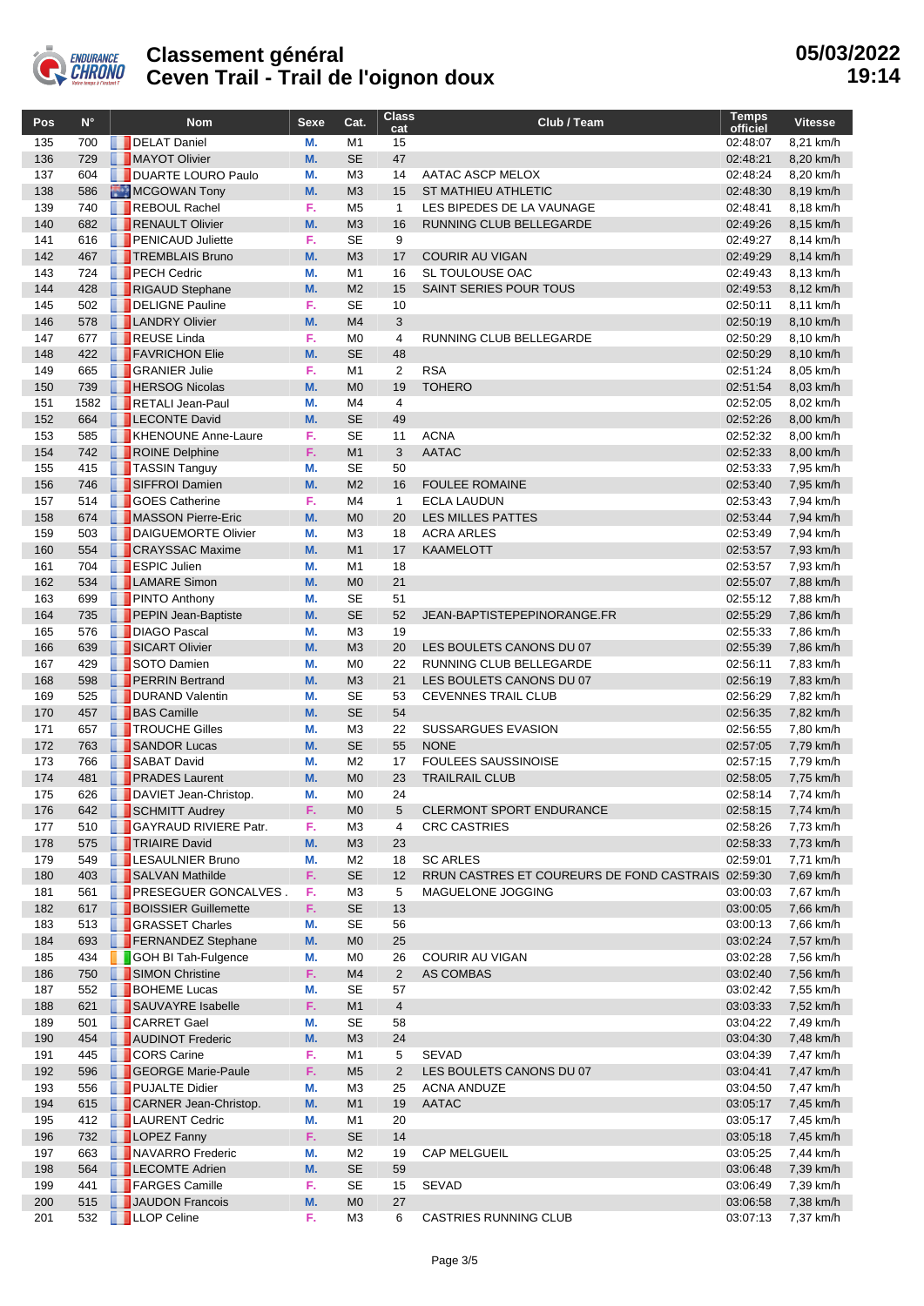# Classement général
# Ceven Trail - Trail de l'oignon doux

05/03/2022 19:14

| Pos | N° | Nom | Sexe | Cat. | Class cat | Club / Team | Temps officiel | Vitesse |
|---|---|---|---|---|---|---|---|---|
| 135 | 700 | DELAT Daniel | M. | M1 | 15 | | 02:48:07 | 8,21 km/h |
| 136 | 729 | MAYOT Olivier | M. | SE | 47 | | 02:48:21 | 8,20 km/h |
| 137 | 604 | DUARTE LOURO Paulo | M. | M3 | 14 | AATAC ASCP MELOX | 02:48:24 | 8,20 km/h |
| 138 | 586 | MCGOWAN Tony | M. | M3 | 15 | ST MATHIEU ATHLETIC | 02:48:30 | 8,19 km/h |
| 139 | 740 | REBOUL Rachel | F. | M5 | 1 | LES BIPEDES DE LA VAUNAGE | 02:48:41 | 8,18 km/h |
| 140 | 682 | RENAULT Olivier | M. | M3 | 16 | RUNNING CLUB BELLEGARDE | 02:49:26 | 8,15 km/h |
| 141 | 616 | PENICAUD Juliette | F. | SE | 9 | | 02:49:27 | 8,14 km/h |
| 142 | 467 | TREMBLAIS Bruno | M. | M3 | 17 | COURIR AU VIGAN | 02:49:29 | 8,14 km/h |
| 143 | 724 | PECH Cedric | M. | M1 | 16 | SL TOULOUSE OAC | 02:49:43 | 8,13 km/h |
| 144 | 428 | RIGAUD Stephane | M. | M2 | 15 | SAINT SERIES POUR TOUS | 02:49:53 | 8,12 km/h |
| 145 | 502 | DELIGNE Pauline | F. | SE | 10 | | 02:50:11 | 8,11 km/h |
| 146 | 578 | LANDRY Olivier | M. | M4 | 3 | | 02:50:19 | 8,10 km/h |
| 147 | 677 | REUSE Linda | F. | M0 | 4 | RUNNING CLUB BELLEGARDE | 02:50:29 | 8,10 km/h |
| 148 | 422 | FAVRICHON Elie | M. | SE | 48 | | 02:50:29 | 8,10 km/h |
| 149 | 665 | GRANIER Julie | F. | M1 | 2 | RSA | 02:51:24 | 8,05 km/h |
| 150 | 739 | HERSOG Nicolas | M. | M0 | 19 | TOHERO | 02:51:54 | 8,03 km/h |
| 151 | 1582 | RETALI Jean-Paul | M. | M4 | 4 | | 02:52:05 | 8,02 km/h |
| 152 | 664 | LECONTE David | M. | SE | 49 | | 02:52:26 | 8,00 km/h |
| 153 | 585 | KHENOUNE Anne-Laure | F. | SE | 11 | ACNA | 02:52:32 | 8,00 km/h |
| 154 | 742 | ROINE Delphine | F. | M1 | 3 | AATAC | 02:52:33 | 8,00 km/h |
| 155 | 415 | TASSIN Tanguy | M. | SE | 50 | | 02:53:33 | 7,95 km/h |
| 156 | 746 | SIFFROI Damien | M. | M2 | 16 | FOULEE ROMAINE | 02:53:40 | 7,95 km/h |
| 157 | 514 | GOES Catherine | F. | M4 | 1 | ECLA LAUDUN | 02:53:43 | 7,94 km/h |
| 158 | 674 | MASSON Pierre-Eric | M. | M0 | 20 | LES MILLES PATTES | 02:53:44 | 7,94 km/h |
| 159 | 503 | DAIGUEMORTE Olivier | M. | M3 | 18 | ACRA ARLES | 02:53:49 | 7,94 km/h |
| 160 | 554 | CRAYSSAC Maxime | M. | M1 | 17 | KAAMELOTT | 02:53:57 | 7,93 km/h |
| 161 | 704 | ESPIC Julien | M. | M1 | 18 | | 02:53:57 | 7,93 km/h |
| 162 | 534 | LAMARE Simon | M. | M0 | 21 | | 02:55:07 | 7,88 km/h |
| 163 | 699 | PINTO Anthony | M. | SE | 51 | | 02:55:12 | 7,88 km/h |
| 164 | 735 | PEPIN Jean-Baptiste | M. | SE | 52 | JEAN-BAPTISTEPEPINORANGE.FR | 02:55:29 | 7,86 km/h |
| 165 | 576 | DIAGO Pascal | M. | M3 | 19 | | 02:55:33 | 7,86 km/h |
| 166 | 639 | SICART Olivier | M. | M3 | 20 | LES BOULETS CANONS DU 07 | 02:55:39 | 7,86 km/h |
| 167 | 429 | SOTO Damien | M. | M0 | 22 | RUNNING CLUB BELLEGARDE | 02:56:11 | 7,83 km/h |
| 168 | 598 | PERRIN Bertrand | M. | M3 | 21 | LES BOULETS CANONS DU 07 | 02:56:19 | 7,83 km/h |
| 169 | 525 | DURAND Valentin | M. | SE | 53 | CEVENNES TRAIL CLUB | 02:56:29 | 7,82 km/h |
| 170 | 457 | BAS Camille | M. | SE | 54 | | 02:56:35 | 7,82 km/h |
| 171 | 657 | TROUCHE Gilles | M. | M3 | 22 | SUSSARGUES EVASION | 02:56:55 | 7,80 km/h |
| 172 | 763 | SANDOR Lucas | M. | SE | 55 | NONE | 02:57:05 | 7,79 km/h |
| 173 | 766 | SABAT David | M. | M2 | 17 | FOULEES SAUSSINOISE | 02:57:15 | 7,79 km/h |
| 174 | 481 | PRADES Laurent | M. | M0 | 23 | TRAILRAIL CLUB | 02:58:05 | 7,75 km/h |
| 175 | 626 | DAVIET Jean-Christop. | M. | M0 | 24 | | 02:58:14 | 7,74 km/h |
| 176 | 642 | SCHMITT Audrey | F. | M0 | 5 | CLERMONT SPORT ENDURANCE | 02:58:15 | 7,74 km/h |
| 177 | 510 | GAYRAUD RIVIERE Patr. | F. | M3 | 4 | CRC CASTRIES | 02:58:26 | 7,73 km/h |
| 178 | 575 | TRIAIRE David | M. | M3 | 23 | | 02:58:33 | 7,73 km/h |
| 179 | 549 | LESAULNIER Bruno | M. | M2 | 18 | SC ARLES | 02:59:01 | 7,71 km/h |
| 180 | 403 | SALVAN Mathilde | F. | SE | 12 | RRUN CASTRES ET COUREURS DE FOND CASTRAIS | 02:59:30 | 7,69 km/h |
| 181 | 561 | PRESEGUER GONCALVES . | F. | M3 | 5 | MAGUELONE JOGGING | 03:00:03 | 7,67 km/h |
| 182 | 617 | BOISSIER Guillemette | F. | SE | 13 | | 03:00:05 | 7,66 km/h |
| 183 | 513 | GRASSET Charles | M. | SE | 56 | | 03:00:13 | 7,66 km/h |
| 184 | 693 | FERNANDEZ Stephane | M. | M0 | 25 | | 03:02:24 | 7,57 km/h |
| 185 | 434 | GOH BI Tah-Fulgence | M. | M0 | 26 | COURIR AU VIGAN | 03:02:28 | 7,56 km/h |
| 186 | 750 | SIMON Christine | F. | M4 | 2 | AS COMBAS | 03:02:40 | 7,56 km/h |
| 187 | 552 | BOHEME Lucas | M. | SE | 57 | | 03:02:42 | 7,55 km/h |
| 188 | 621 | SAUVAYRE Isabelle | F. | M1 | 4 | | 03:03:33 | 7,52 km/h |
| 189 | 501 | CARRET Gael | M. | SE | 58 | | 03:04:22 | 7,49 km/h |
| 190 | 454 | AUDINOT Frederic | M. | M3 | 24 | | 03:04:30 | 7,48 km/h |
| 191 | 445 | CORS Carine | F. | M1 | 5 | SEVAD | 03:04:39 | 7,47 km/h |
| 192 | 596 | GEORGE Marie-Paule | F. | M5 | 2 | LES BOULETS CANONS DU 07 | 03:04:41 | 7,47 km/h |
| 193 | 556 | PUJALTE Didier | M. | M3 | 25 | ACNA ANDUZE | 03:04:50 | 7,47 km/h |
| 194 | 615 | CARNER Jean-Christop. | M. | M1 | 19 | AATAC | 03:05:17 | 7,45 km/h |
| 195 | 412 | LAURENT Cedric | M. | M1 | 20 | | 03:05:17 | 7,45 km/h |
| 196 | 732 | LOPEZ Fanny | F. | SE | 14 | | 03:05:18 | 7,45 km/h |
| 197 | 663 | NAVARRO Frederic | M. | M2 | 19 | CAP MELGUEIL | 03:05:25 | 7,44 km/h |
| 198 | 564 | LECOMTE Adrien | M. | SE | 59 | | 03:06:48 | 7,39 km/h |
| 199 | 441 | FARGES Camille | F. | SE | 15 | SEVAD | 03:06:49 | 7,39 km/h |
| 200 | 515 | JAUDON Francois | M. | M0 | 27 | | 03:06:58 | 7,38 km/h |
| 201 | 532 | LLOP Celine | F. | M3 | 6 | CASTRIES RUNNING CLUB | 03:07:13 | 7,37 km/h |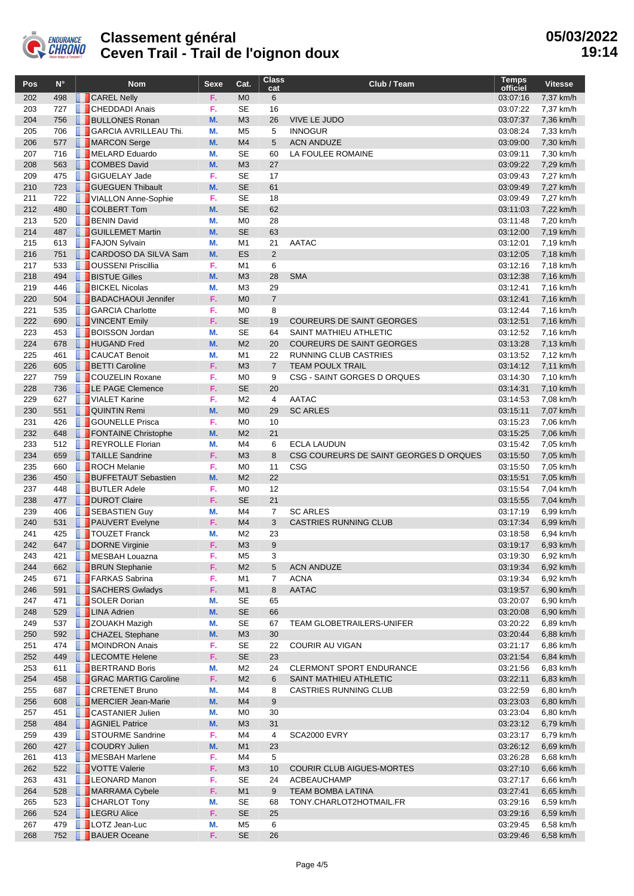# Classement général
# Ceven Trail - Trail de l'oignon doux

05/03/2022
19:14

| Pos | N° | Nom | Sexe | Cat. | Class cat | Club / Team | Temps officiel | Vitesse |
|---|---|---|---|---|---|---|---|---|
| 202 | 498 | CAREL Nelly | F. | M0 | 6 | | 03:07:16 | 7,37 km/h |
| 203 | 727 | CHEDDADI Anais | F. | SE | 16 | | 03:07:22 | 7,37 km/h |
| 204 | 756 | BULLONES Ronan | M. | M3 | 26 | VIVE LE JUDO | 03:07:37 | 7,36 km/h |
| 205 | 706 | GARCIA AVRILLEAU Thi. | M. | M5 | 5 | INNOGUR | 03:08:24 | 7,33 km/h |
| 206 | 577 | MARCON Serge | M. | M4 | 5 | ACN ANDUZE | 03:09:00 | 7,30 km/h |
| 207 | 716 | MELARD Eduardo | M. | SE | 60 | LA FOULEE ROMAINE | 03:09:11 | 7,30 km/h |
| 208 | 563 | COMBES David | M. | M3 | 27 | | 03:09:22 | 7,29 km/h |
| 209 | 475 | GIGUELAY Jade | F. | SE | 17 | | 03:09:43 | 7,27 km/h |
| 210 | 723 | GUEGUEN Thibault | M. | SE | 61 | | 03:09:49 | 7,27 km/h |
| 211 | 722 | VIALLON Anne-Sophie | F. | SE | 18 | | 03:09:49 | 7,27 km/h |
| 212 | 480 | COLBERT Tom | M. | SE | 62 | | 03:11:03 | 7,22 km/h |
| 213 | 520 | BENIN David | M. | M0 | 28 | | 03:11:48 | 7,20 km/h |
| 214 | 487 | GUILLEMET Martin | M. | SE | 63 | | 03:12:00 | 7,19 km/h |
| 215 | 613 | FAJON Sylvain | M. | M1 | 21 | AATAC | 03:12:01 | 7,19 km/h |
| 216 | 751 | CARDOSO DA SILVA Sam | M. | ES | 2 | | 03:12:05 | 7,18 km/h |
| 217 | 533 | OUSSENI Priscillia | F. | M1 | 6 | | 03:12:16 | 7,18 km/h |
| 218 | 494 | BISTUE Gilles | M. | M3 | 28 | SMA | 03:12:38 | 7,16 km/h |
| 219 | 446 | BICKEL Nicolas | M. | M3 | 29 | | 03:12:41 | 7,16 km/h |
| 220 | 504 | BADACHAOUI Jennifer | F. | M0 | 7 | | 03:12:41 | 7,16 km/h |
| 221 | 535 | GARCIA Charlotte | F. | M0 | 8 | | 03:12:44 | 7,16 km/h |
| 222 | 690 | VINCENT Emily | F. | SE | 19 | COUREURS DE SAINT GEORGES | 03:12:51 | 7,16 km/h |
| 223 | 453 | BOISSON Jordan | M. | SE | 64 | SAINT MATHIEU ATHLETIC | 03:12:52 | 7,16 km/h |
| 224 | 678 | HUGAND Fred | M. | M2 | 20 | COUREURS DE SAINT GEORGES | 03:13:28 | 7,13 km/h |
| 225 | 461 | CAUCAT Benoit | M. | M1 | 22 | RUNNING CLUB CASTRIES | 03:13:52 | 7,12 km/h |
| 226 | 605 | BETTI Caroline | F. | M3 | 7 | TEAM POULX TRAIL | 03:14:12 | 7,11 km/h |
| 227 | 759 | COUZELIN Roxane | F. | M0 | 9 | CSG - SAINT GORGES D ORQUES | 03:14:30 | 7,10 km/h |
| 228 | 736 | LE PAGE Clemence | F. | SE | 20 | | 03:14:31 | 7,10 km/h |
| 229 | 627 | VIALET Karine | F. | M2 | 4 | AATAC | 03:14:53 | 7,08 km/h |
| 230 | 551 | QUINTIN Remi | M. | M0 | 29 | SC ARLES | 03:15:11 | 7,07 km/h |
| 231 | 426 | GOUNELLE Prisca | F. | M0 | 10 | | 03:15:23 | 7,06 km/h |
| 232 | 648 | FONTAINE Christophe | M. | M2 | 21 | | 03:15:25 | 7,06 km/h |
| 233 | 512 | REYROLLE Florian | M. | M4 | 6 | ECLA LAUDUN | 03:15:42 | 7,05 km/h |
| 234 | 659 | TAILLE Sandrine | F. | M3 | 8 | CSG COUREURS DE SAINT GEORGES D ORQUES | 03:15:50 | 7,05 km/h |
| 235 | 660 | ROCH Melanie | F. | M0 | 11 | CSG | 03:15:50 | 7,05 km/h |
| 236 | 450 | BUFFETAUT Sebastien | M. | M2 | 22 | | 03:15:51 | 7,05 km/h |
| 237 | 448 | BUTLER Adele | F. | M0 | 12 | | 03:15:54 | 7,04 km/h |
| 238 | 477 | DUROT Claire | F. | SE | 21 | | 03:15:55 | 7,04 km/h |
| 239 | 406 | SEBASTIEN Guy | M. | M4 | 7 | SC ARLES | 03:17:19 | 6,99 km/h |
| 240 | 531 | PAUVERT Evelyne | F. | M4 | 3 | CASTRIES RUNNING CLUB | 03:17:34 | 6,99 km/h |
| 241 | 425 | TOUZET Franck | M. | M2 | 23 | | 03:18:58 | 6,94 km/h |
| 242 | 647 | DORNE Virginie | F. | M3 | 9 | | 03:19:17 | 6,93 km/h |
| 243 | 421 | MESBAH Louazna | F. | M5 | 3 | | 03:19:30 | 6,92 km/h |
| 244 | 662 | BRUN Stephanie | F. | M2 | 5 | ACN ANDUZE | 03:19:34 | 6,92 km/h |
| 245 | 671 | FARKAS Sabrina | F. | M1 | 7 | ACNA | 03:19:34 | 6,92 km/h |
| 246 | 591 | SACHERS Gwladys | F. | M1 | 8 | AATAC | 03:19:57 | 6,90 km/h |
| 247 | 471 | SOLER Dorian | M. | SE | 65 | | 03:20:07 | 6,90 km/h |
| 248 | 529 | LINA Adrien | M. | SE | 66 | | 03:20:08 | 6,90 km/h |
| 249 | 537 | ZOUAKH Mazigh | M. | SE | 67 | TEAM GLOBETRAILERS-UNIFER | 03:20:22 | 6,89 km/h |
| 250 | 592 | CHAZEL Stephane | M. | M3 | 30 | | 03:20:44 | 6,88 km/h |
| 251 | 474 | MOINDRON Anais | F. | SE | 22 | COURIR AU VIGAN | 03:21:17 | 6,86 km/h |
| 252 | 449 | LECOMTE Helene | F. | SE | 23 | | 03:21:54 | 6,84 km/h |
| 253 | 611 | BERTRAND Boris | M. | M2 | 24 | CLERMONT SPORT ENDURANCE | 03:21:56 | 6,83 km/h |
| 254 | 458 | GRAC MARTIG Caroline | F. | M2 | 6 | SAINT MATHIEU ATHLETIC | 03:22:11 | 6,83 km/h |
| 255 | 687 | CRETENET Bruno | M. | M4 | 8 | CASTRIES RUNNING CLUB | 03:22:59 | 6,80 km/h |
| 256 | 608 | MERCIER Jean-Marie | M. | M4 | 9 | | 03:23:03 | 6,80 km/h |
| 257 | 451 | CASTANIER Julien | M. | M0 | 30 | | 03:23:04 | 6,80 km/h |
| 258 | 484 | AGNIEL Patrice | M. | M3 | 31 | | 03:23:12 | 6,79 km/h |
| 259 | 439 | STOURME Sandrine | F. | M4 | 4 | SCA2000 EVRY | 03:23:17 | 6,79 km/h |
| 260 | 427 | COUDRY Julien | M. | M1 | 23 | | 03:26:12 | 6,69 km/h |
| 261 | 413 | MESBAH Marlene | F. | M4 | 5 | | 03:26:28 | 6,68 km/h |
| 262 | 522 | VOTTE Valerie | F. | M3 | 10 | COURIR CLUB AIGUES-MORTES | 03:27:10 | 6,66 km/h |
| 263 | 431 | LEONARD Manon | F. | SE | 24 | ACBEAUCHAMP | 03:27:17 | 6,66 km/h |
| 264 | 528 | MARRAMA Cybele | F. | M1 | 9 | TEAM BOMBA LATINA | 03:27:41 | 6,65 km/h |
| 265 | 523 | CHARLOT Tony | M. | SE | 68 | TONY.CHARLOT2HOTMAIL.FR | 03:29:16 | 6,59 km/h |
| 266 | 524 | LEGRU Alice | F. | SE | 25 | | 03:29:16 | 6,59 km/h |
| 267 | 479 | LOTZ Jean-Luc | M. | M5 | 6 | | 03:29:45 | 6,58 km/h |
| 268 | 752 | BAUER Oceane | F. | SE | 26 | | 03:29:46 | 6,58 km/h |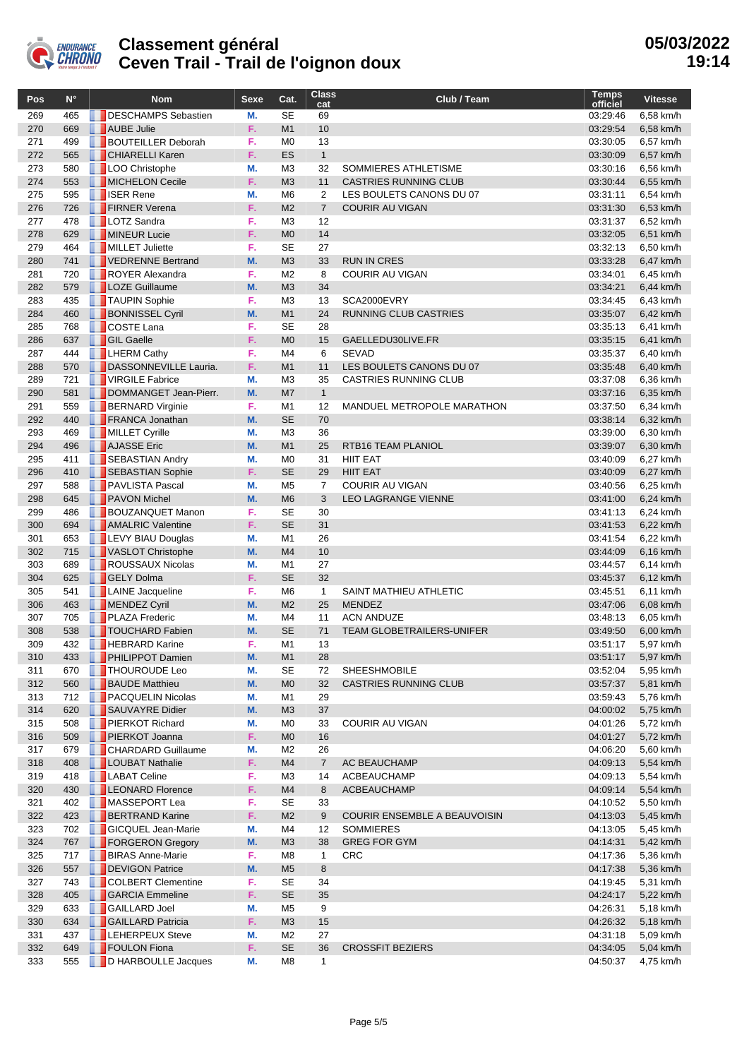# Classement général
# Ceven Trail - Trail de l'oignon doux

**05/03/2022 19:14**

| Pos | N° | Nom | Sexe | Cat. | Class cat | Club / Team | Temps officiel | Vitesse |
|---|---|---|---|---|---|---|---|---|
| 269 | 465 | DESCHAMPS Sebastien | M. | SE | 69 | | 03:29:46 | 6,58 km/h |
| 270 | 669 | AUBE Julie | F. | M1 | 10 | | 03:29:54 | 6,58 km/h |
| 271 | 499 | BOUTEILLER Deborah | F. | M0 | 13 | | 03:30:05 | 6,57 km/h |
| 272 | 565 | CHIARELLI Karen | F. | ES | 1 | | 03:30:09 | 6,57 km/h |
| 273 | 580 | LOO Christophe | M. | M3 | 32 | SOMMIERES ATHLETISME | 03:30:16 | 6,56 km/h |
| 274 | 553 | MICHELON Cecile | F. | M3 | 11 | CASTRIES RUNNING CLUB | 03:30:44 | 6,55 km/h |
| 275 | 595 | ISER Rene | M. | M6 | 2 | LES BOULETS CANONS DU 07 | 03:31:11 | 6,54 km/h |
| 276 | 726 | FIRNER Verena | F. | M2 | 7 | COURIR AU VIGAN | 03:31:30 | 6,53 km/h |
| 277 | 478 | LOTZ Sandra | F. | M3 | 12 | | 03:31:37 | 6,52 km/h |
| 278 | 629 | MINEUR Lucie | F. | M0 | 14 | | 03:32:05 | 6,51 km/h |
| 279 | 464 | MILLET Juliette | F. | SE | 27 | | 03:32:13 | 6,50 km/h |
| 280 | 741 | VEDRENNE Bertrand | M. | M3 | 33 | RUN IN CRES | 03:33:28 | 6,47 km/h |
| 281 | 720 | ROYER Alexandra | F. | M2 | 8 | COURIR AU VIGAN | 03:34:01 | 6,45 km/h |
| 282 | 579 | LOZE Guillaume | M. | M3 | 34 | | 03:34:21 | 6,44 km/h |
| 283 | 435 | TAUPIN Sophie | F. | M3 | 13 | SCA2000EVRY | 03:34:45 | 6,43 km/h |
| 284 | 460 | BONNISSEL Cyril | M. | M1 | 24 | RUNNING CLUB CASTRIES | 03:35:07 | 6,42 km/h |
| 285 | 768 | COSTE Lana | F. | SE | 28 | | 03:35:13 | 6,41 km/h |
| 286 | 637 | GIL Gaelle | F. | M0 | 15 | GAELLEDU30LIVE.FR | 03:35:15 | 6,41 km/h |
| 287 | 444 | LHERM Cathy | F. | M4 | 6 | SEVAD | 03:35:37 | 6,40 km/h |
| 288 | 570 | DASSONNEVILLE Lauria. | F. | M1 | 11 | LES BOULETS CANONS DU 07 | 03:35:48 | 6,40 km/h |
| 289 | 721 | VIRGILE Fabrice | M. | M3 | 35 | CASTRIES RUNNING CLUB | 03:37:08 | 6,36 km/h |
| 290 | 581 | DOMMANGET Jean-Pierr. | M. | M7 | 1 | | 03:37:16 | 6,35 km/h |
| 291 | 559 | BERNARD Virginie | F. | M1 | 12 | MANDUEL METROPOLE MARATHON | 03:37:50 | 6,34 km/h |
| 292 | 440 | FRANCA Jonathan | M. | SE | 70 | | 03:38:14 | 6,32 km/h |
| 293 | 469 | MILLET Cyrille | M. | M3 | 36 | | 03:39:00 | 6,30 km/h |
| 294 | 496 | AJASSE Eric | M. | M1 | 25 | RTB16 TEAM PLANIOL | 03:39:07 | 6,30 km/h |
| 295 | 411 | SEBASTIAN Andry | M. | M0 | 31 | HIIT EAT | 03:40:09 | 6,27 km/h |
| 296 | 410 | SEBASTIAN Sophie | F. | SE | 29 | HIIT EAT | 03:40:09 | 6,27 km/h |
| 297 | 588 | PAVLISTA Pascal | M. | M5 | 7 | COURIR AU VIGAN | 03:40:56 | 6,25 km/h |
| 298 | 645 | PAVON Michel | M. | M6 | 3 | LEO LAGRANGE VIENNE | 03:41:00 | 6,24 km/h |
| 299 | 486 | BOUZANQUET Manon | F. | SE | 30 | | 03:41:13 | 6,24 km/h |
| 300 | 694 | AMALRIC Valentine | F. | SE | 31 | | 03:41:53 | 6,22 km/h |
| 301 | 653 | LEVY BIAU Douglas | M. | M1 | 26 | | 03:41:54 | 6,22 km/h |
| 302 | 715 | VASLOT Christophe | M. | M4 | 10 | | 03:44:09 | 6,16 km/h |
| 303 | 689 | ROUSSAUX Nicolas | M. | M1 | 27 | | 03:44:57 | 6,14 km/h |
| 304 | 625 | GELY Dolma | F. | SE | 32 | | 03:45:37 | 6,12 km/h |
| 305 | 541 | LAINE Jacqueline | F. | M6 | 1 | SAINT MATHIEU ATHLETIC | 03:45:51 | 6,11 km/h |
| 306 | 463 | MENDEZ Cyril | M. | M2 | 25 | MENDEZ | 03:47:06 | 6,08 km/h |
| 307 | 705 | PLAZA Frederic | M. | M4 | 11 | ACN ANDUZE | 03:48:13 | 6,05 km/h |
| 308 | 538 | TOUCHARD Fabien | M. | SE | 71 | TEAM GLOBETRAILERS-UNIFER | 03:49:50 | 6,00 km/h |
| 309 | 432 | HEBRARD Karine | F. | M1 | 13 | | 03:51:17 | 5,97 km/h |
| 310 | 433 | PHILIPPOT Damien | M. | M1 | 28 | | 03:51:17 | 5,97 km/h |
| 311 | 670 | THOUROUDE Leo | M. | SE | 72 | SHEESHMOBILE | 03:52:04 | 5,95 km/h |
| 312 | 560 | BAUDE Matthieu | M. | M0 | 32 | CASTRIES RUNNING CLUB | 03:57:37 | 5,81 km/h |
| 313 | 712 | PACQUELIN Nicolas | M. | M1 | 29 | | 03:59:43 | 5,76 km/h |
| 314 | 620 | SAUVAYRE Didier | M. | M3 | 37 | | 04:00:02 | 5,75 km/h |
| 315 | 508 | PIERKOT Richard | M. | M0 | 33 | COURIR AU VIGAN | 04:01:26 | 5,72 km/h |
| 316 | 509 | PIERKOT Joanna | F. | M0 | 16 | | 04:01:27 | 5,72 km/h |
| 317 | 679 | CHARDARD Guillaume | M. | M2 | 26 | | 04:06:20 | 5,60 km/h |
| 318 | 408 | LOUBAT Nathalie | F. | M4 | 7 | AC BEAUCHAMP | 04:09:13 | 5,54 km/h |
| 319 | 418 | LABAT Celine | F. | M3 | 14 | ACBEAUCHAMP | 04:09:13 | 5,54 km/h |
| 320 | 430 | LEONARD Florence | F. | M4 | 8 | ACBEAUCHAMP | 04:09:14 | 5,54 km/h |
| 321 | 402 | MASSEPORT Lea | F. | SE | 33 | | 04:10:52 | 5,50 km/h |
| 322 | 423 | BERTRAND Karine | F. | M2 | 9 | COURIR ENSEMBLE A BEAUVOISIN | 04:13:03 | 5,45 km/h |
| 323 | 702 | GICQUEL Jean-Marie | M. | M4 | 12 | SOMMIERES | 04:13:05 | 5,45 km/h |
| 324 | 767 | FORGERON Gregory | M. | M3 | 38 | GREG FOR GYM | 04:14:31 | 5,42 km/h |
| 325 | 717 | BIRAS Anne-Marie | F. | M8 | 1 | CRC | 04:17:36 | 5,36 km/h |
| 326 | 557 | DEVIGON Patrice | M. | M5 | 8 | | 04:17:38 | 5,36 km/h |
| 327 | 743 | COLBERT Clementine | F. | SE | 34 | | 04:19:45 | 5,31 km/h |
| 328 | 405 | GARCIA Emmeline | F. | SE | 35 | | 04:24:17 | 5,22 km/h |
| 329 | 633 | GAILLARD Joel | M. | M5 | 9 | | 04:26:31 | 5,18 km/h |
| 330 | 634 | GAILLARD Patricia | F. | M3 | 15 | | 04:26:32 | 5,18 km/h |
| 331 | 437 | LEHERPEUX Steve | M. | M2 | 27 | | 04:31:18 | 5,09 km/h |
| 332 | 649 | FOULON Fiona | F. | SE | 36 | CROSSFIT BEZIERS | 04:34:05 | 5,04 km/h |
| 333 | 555 | D HARBOULLE Jacques | M. | M8 | 1 | | 04:50:37 | 4,75 km/h |